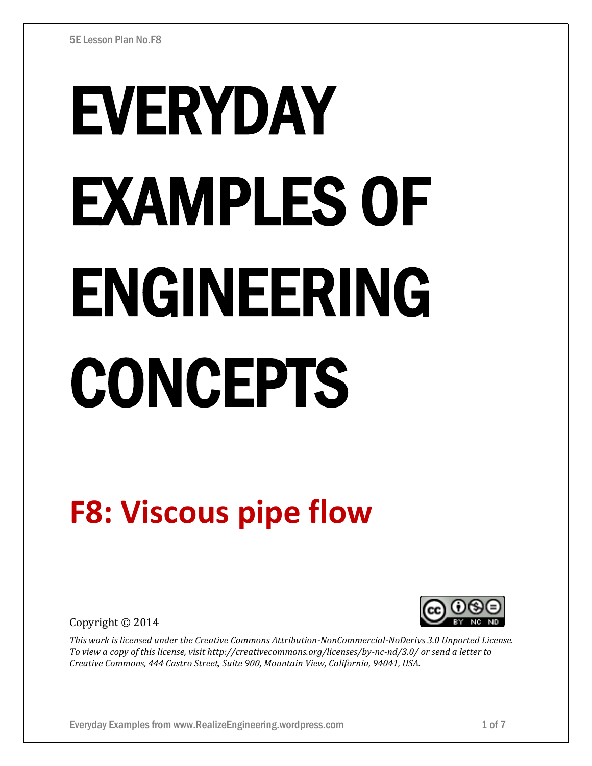# EVERYDAY EXAMPLES OF ENGINEERING CONCEPTS

## F8: Viscous pipe flow

Copyright © 2014

*This work is licensed under the Creative Commons Attribution-NonCommercial-NoDerivs 3.0 Unported License. To view a copy of this license, visit http://creativecommons.org/licenses/by-nc-nd/3.0/ or send a letter to Creative Commons, 444 Castro Street, Suite 900, Mountain View, California, 94041, USA.*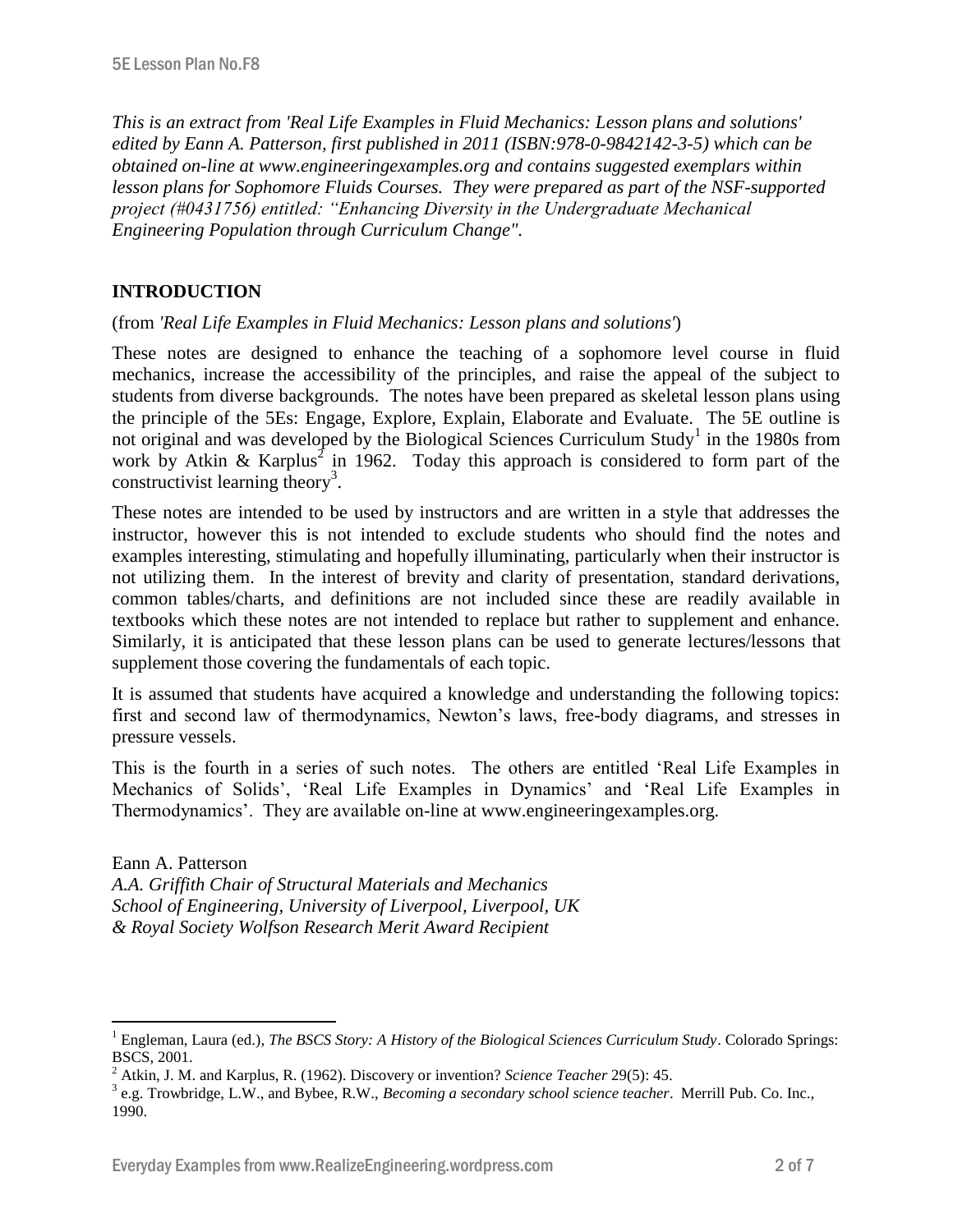*This is an extract from 'Real Life Examples in Fluid Mechanics: Lesson plans and solutions' edited by Eann A. Patterson, first published in 2011 (ISBN:978-0-9842142-3-5) which can be obtained on-line at www.engineeringexamples.org and contains suggested exemplars within lesson plans for Sophomore Fluids Courses. They were prepared as part of the NSF-supported project (#0431756) entitled: "Enhancing Diversity in the Undergraduate Mechanical Engineering Population through Curriculum Change".*

## INTRODUCTION

(from *'Real Life Examples in Fluid Mechanics: Lesson plans and solutions'*)

These notes are designed to enhance the teaching of a sophomore level course in fluid mechanics, increase the accessibility of the principles, and raise the appeal of the subject to students from diverse backgrounds. The notes have been prepared as skeletal lesson plans using the principle of the 5Es: Engage, Explore, Explain, Elaborate and Evaluate. The 5E outline is not original and was developed by the Biological Sciences Curriculum Study[1] in the 1980s from work by Atkin & Karplus[2] in 1962. Today this approach is considered to form part of the constructivist learning theory[3].

These notes are intended to be used by instructors and are written in a style that addresses the instructor, however this is not intended to exclude students who should find the notes and examples interesting, stimulating and hopefully illuminating, particularly when their instructor is not utilizing them. In the interest of brevity and clarity of presentation, standard derivations, common tables/charts, and definitions are not included since these are readily available in textbooks which these notes are not intended to replace but rather to supplement and enhance. Similarly, it is anticipated that these lesson plans can be used to generate lectures/lessons that supplement those covering the fundamentals of each topic.

It is assumed that students have acquired a knowledge and understanding the following topics: first and second law of thermodynamics, Newton's laws, free-body diagrams, and stresses in pressure vessels.

This is the fourth in a series of such notes. The others are entitled 'Real Life Examples in Mechanics of Solids', 'Real Life Examples in Dynamics' and 'Real Life Examples in Thermodynamics'. They are available on-line at www.engineeringexamples.org.

Eann A. Patterson
*A.A. Griffith Chair of Structural Materials and Mechanics*
*School of Engineering, University of Liverpool, Liverpool, UK*
*& Royal Society Wolfson Research Merit Award Recipient*

---

[1] Engleman, Laura (ed.), *The BSCS Story: A History of the Biological Sciences Curriculum Study*. Colorado Springs: BSCS, 2001.

[2] Atkin, J. M. and Karplus, R. (1962). Discovery or invention? *Science Teacher* 29(5): 45.

[3] e.g. Trowbridge, L.W., and Bybee, R.W., *Becoming a secondary school science teacher*. Merrill Pub. Co. Inc., 1990.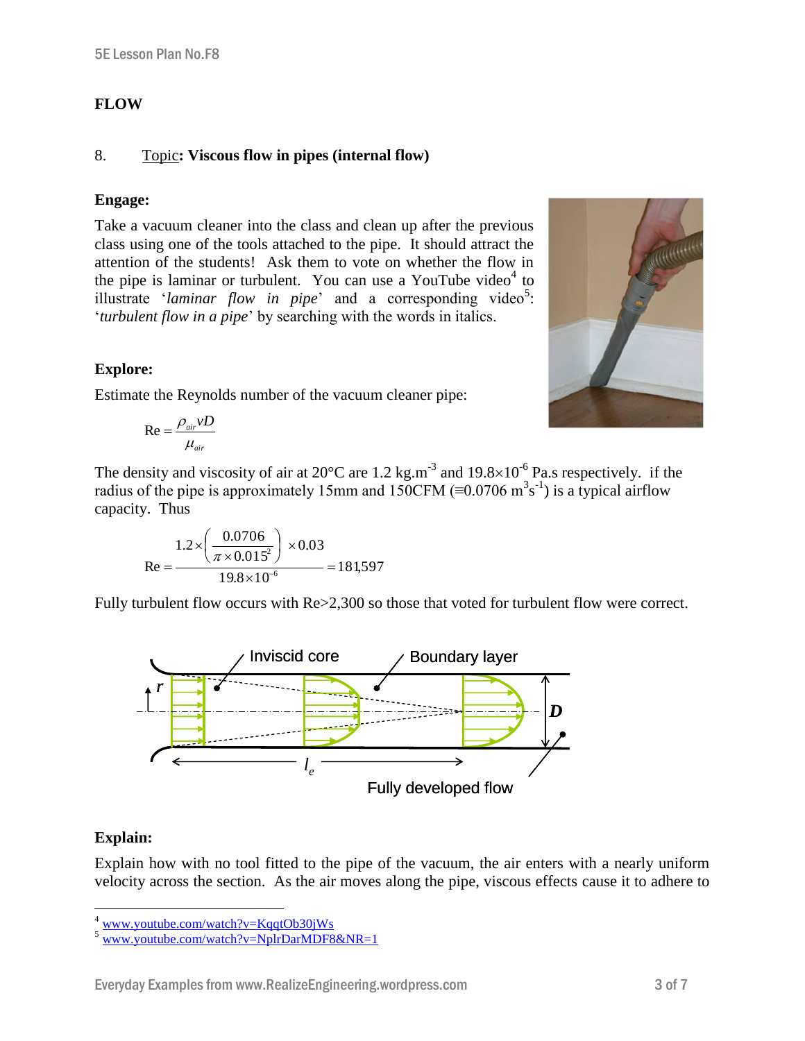**FLOW**

8. Topic: **Viscous flow in pipes (internal flow)**

**Engage:**

Take a vacuum cleaner into the class and clean up after the previous class using one of the tools attached to the pipe. It should attract the attention of the students! Ask them to vote on whether the flow in the pipe is laminar or turbulent. You can use a YouTube video[4] to illustrate '*laminar flow in pipe*' and a corresponding video[5]: '*turbulent flow in a pipe*' by searching with the words in italics.

**Explore:**

Estimate the Reynolds number of the vacuum cleaner pipe:

$$\text{Re} = \frac{\rho_{air} v D}{\mu_{air}}$$

The density and viscosity of air at 20°C are 1.2 kg.m$^{-3}$ and $19.8 \times 10^{-6}$ Pa.s respectively. if the radius of the pipe is approximately 15mm and 150CFM ($\equiv 0.0706$ m$^3$s$^{-1}$) is a typical airflow capacity. Thus

$$\text{Re} = \frac{1.2 \times \left( \frac{0.0706}{\pi \times 0.015^2} \right) \times 0.03}{19.8 \times 10^{-6}} = 181{,}597$$

Fully turbulent flow occurs with Re>2,300 so those that voted for turbulent flow were correct.

**Explain:**

Explain how with no tool fitted to the pipe of the vacuum, the air enters with a nearly uniform velocity across the section. As the air moves along the pipe, viscous effects cause it to adhere to

---

[4] www.youtube.com/watch?v=KqqtOb30jWs

[5] www.youtube.com/watch?v=NplrDarMDF8&NR=1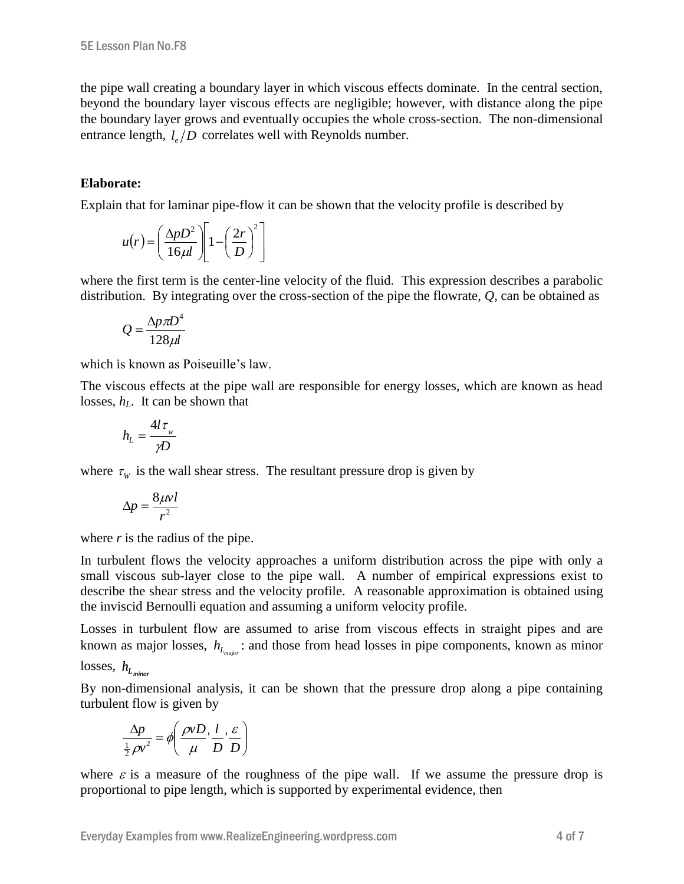the pipe wall creating a boundary layer in which viscous effects dominate. In the central section, beyond the boundary layer viscous effects are negligible; however, with distance along the pipe the boundary layer grows and eventually occupies the whole cross-section. The non-dimensional entrance length, $l_e/D$ correlates well with Reynolds number.

**Elaborate:**

Explain that for laminar pipe-flow it can be shown that the velocity profile is described by

$$u(r) = \left(\frac{\Delta p D^2}{16\mu l}\right)\left[1 - \left(\frac{2r}{D}\right)^2\right]$$

where the first term is the center-line velocity of the fluid. This expression describes a parabolic distribution. By integrating over the cross-section of the pipe the flowrate, $Q$, can be obtained as

$$Q = \frac{\Delta p \pi D^4}{128\mu l}$$

which is known as Poiseuille's law.

The viscous effects at the pipe wall are responsible for energy losses, which are known as head losses, $h_L$. It can be shown that

$$h_L = \frac{4l\tau_w}{\gamma D}$$

where $\tau_W$ is the wall shear stress. The resultant pressure drop is given by

$$\Delta p = \frac{8\mu v l}{r^2}$$

where $r$ is the radius of the pipe.

In turbulent flows the velocity approaches a uniform distribution across the pipe with only a small viscous sub-layer close to the pipe wall. A number of empirical expressions exist to describe the shear stress and the velocity profile. A reasonable approximation is obtained using the inviscid Bernoulli equation and assuming a uniform velocity profile.

Losses in turbulent flow are assumed to arise from viscous effects in straight pipes and are known as major losses, $h_{L_{major}}$: and those from head losses in pipe components, known as minor losses, $h_{L_{minor}}$

By non-dimensional analysis, it can be shown that the pressure drop along a pipe containing turbulent flow is given by

$$\frac{\Delta p}{\frac{1}{2}\rho v^2} = \phi\left(\frac{\rho v D}{\mu}, \frac{l}{D}, \frac{\varepsilon}{D}\right)$$

where $\varepsilon$ is a measure of the roughness of the pipe wall. If we assume the pressure drop is proportional to pipe length, which is supported by experimental evidence, then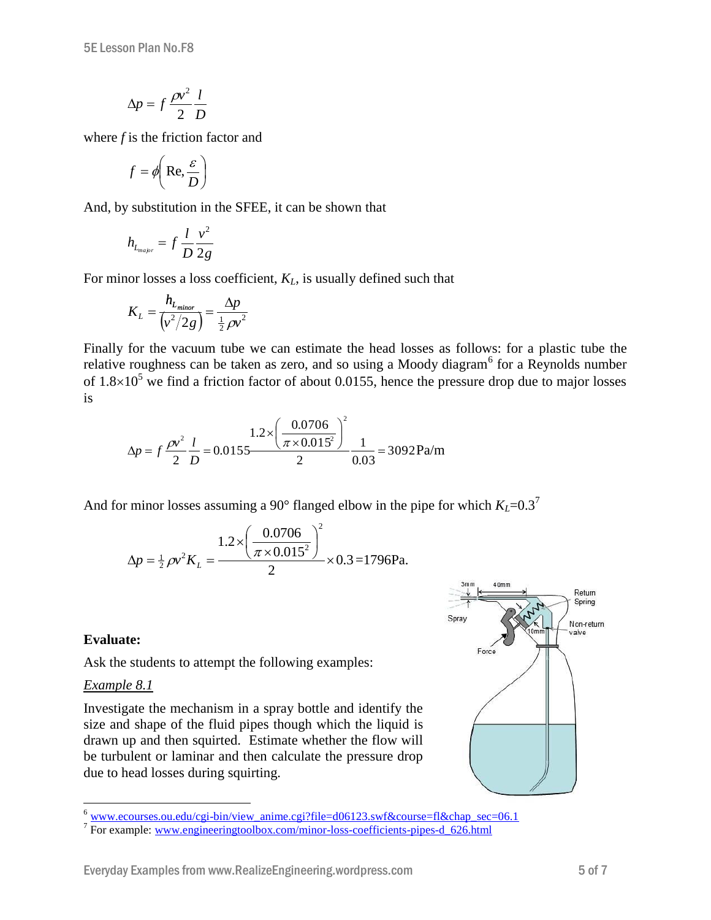$$\Delta p = f\,\frac{\rho v^2}{2}\,\frac{l}{D}$$

where $f$ is the friction factor and

$$f = \phi\left(\mathrm{Re}, \frac{\varepsilon}{D}\right)$$

And, by substitution in the SFEE, it can be shown that

$$h_{L_{major}} = f\,\frac{l}{D}\,\frac{v^2}{2g}$$

For minor losses a loss coefficient, $K_L$, is usually defined such that

$$K_L = \frac{h_{L_{minor}}}{\left(v^2/2g\right)} = \frac{\Delta p}{\frac{1}{2}\rho v^2}$$

Finally for the vacuum tube we can estimate the head losses as follows: for a plastic tube the relative roughness can be taken as zero, and so using a Moody diagram[6] for a Reynolds number of $1.8\times10^5$ we find a friction factor of about 0.0155, hence the pressure drop due to major losses is

$$\Delta p = f\,\frac{\rho v^2}{2}\,\frac{l}{D} = 0.0155\frac{1.2\times\left(\dfrac{0.0706}{\pi\times0.015^2}\right)^2}{2}\,\frac{1}{0.03} = 3092\,\mathrm{Pa/m}$$

And for minor losses assuming a 90° flanged elbow in the pipe for which $K_L$=0.3[7]

$$\Delta p = \tfrac{1}{2}\rho v^2 K_L = \frac{1.2\times\left(\dfrac{0.0706}{\pi\times0.015^2}\right)^2}{2}\times0.3 = 1796\,\mathrm{Pa}.$$

**Evaluate:**

Ask the students to attempt the following examples:

*Example 8.1*

Investigate the mechanism in a spray bottle and identify the size and shape of the fluid pipes though which the liquid is drawn up and then squirted. Estimate whether the flow will be turbulent or laminar and then calculate the pressure drop due to head losses during squirting.

---

[6] www.ecourses.ou.edu/cgi-bin/view_anime.cgi?file=d06123.swf&course=fl&chap_sec=06.1

[7] For example: www.engineeringtoolbox.com/minor-loss-coefficients-pipes-d_626.html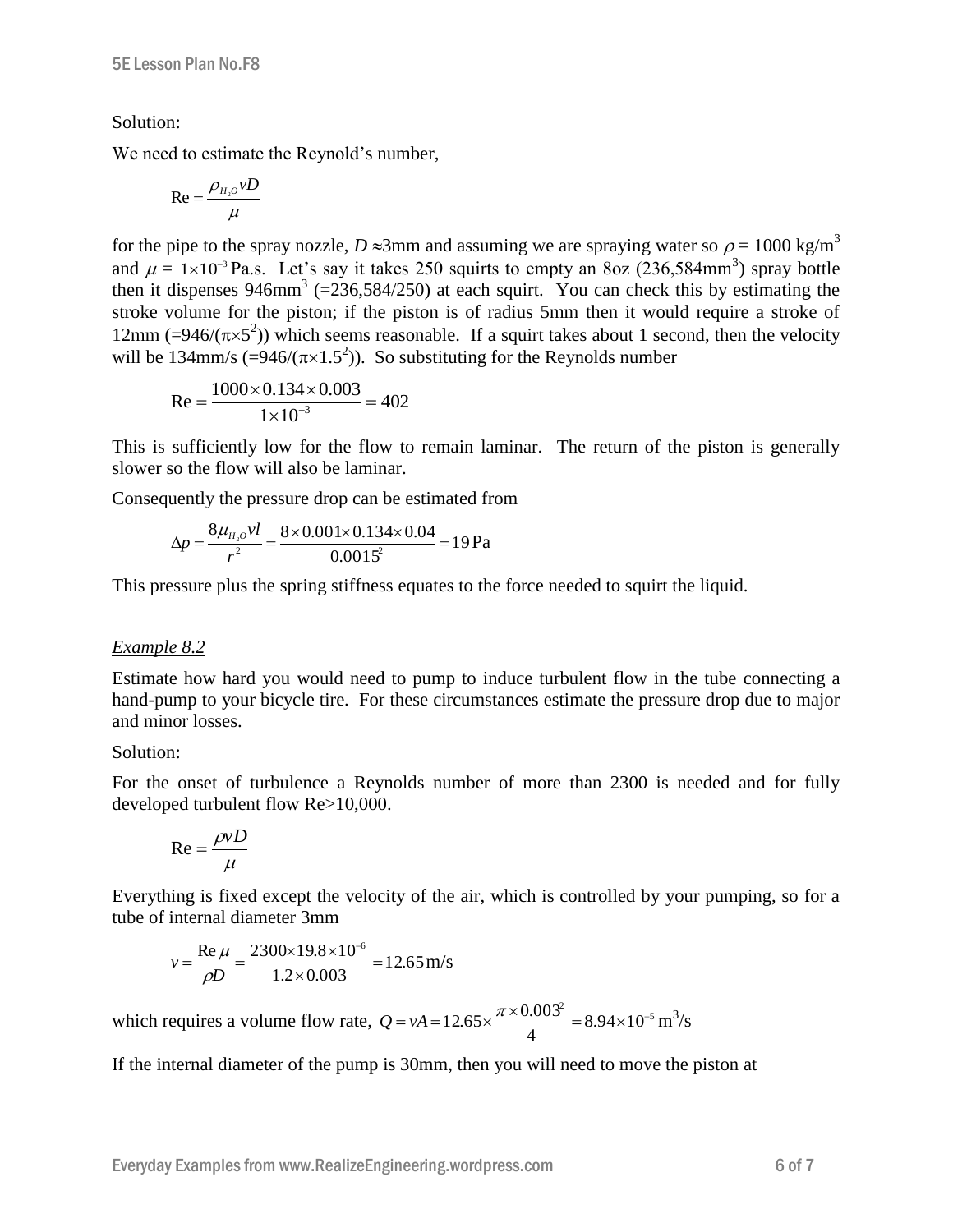Solution:

We need to estimate the Reynold's number,

$$\text{Re} = \frac{\rho_{H_2O} v D}{\mu}$$

for the pipe to the spray nozzle, $D \approx$3mm and assuming we are spraying water so $\rho$ = 1000 kg/m$^3$ and $\mu$ = $1\times10^{-3}$ Pa.s. Let's say it takes 250 squirts to empty an 8oz (236,584mm$^3$) spray bottle then it dispenses 946mm$^3$ (=236,584/250) at each squirt. You can check this by estimating the stroke volume for the piston; if the piston is of radius 5mm then it would require a stroke of 12mm (=946/($\pi\times5^2$)) which seems reasonable. If a squirt takes about 1 second, then the velocity will be 134mm/s (=946/($\pi\times1.5^2$)). So substituting for the Reynolds number

$$\text{Re} = \frac{1000\times0.134\times0.003}{1\times10^{-3}} = 402$$

This is sufficiently low for the flow to remain laminar. The return of the piston is generally slower so the flow will also be laminar.

Consequently the pressure drop can be estimated from

$$\Delta p = \frac{8\mu_{H_2O} v l}{r^2} = \frac{8\times0.001\times0.134\times0.04}{0.0015^2} = 19\,\text{Pa}$$

This pressure plus the spring stiffness equates to the force needed to squirt the liquid.

*Example 8.2*

Estimate how hard you would need to pump to induce turbulent flow in the tube connecting a hand-pump to your bicycle tire. For these circumstances estimate the pressure drop due to major and minor losses.

Solution:

For the onset of turbulence a Reynolds number of more than 2300 is needed and for fully developed turbulent flow Re>10,000.

$$\text{Re} = \frac{\rho v D}{\mu}$$

Everything is fixed except the velocity of the air, which is controlled by your pumping, so for a tube of internal diameter 3mm

$$v = \frac{\text{Re}\,\mu}{\rho D} = \frac{2300\times19.8\times10^{-6}}{1.2\times0.003} = 12.65\,\text{m/s}$$

which requires a volume flow rate, $Q = vA = 12.65\times\frac{\pi\times0.003^2}{4} = 8.94\times10^{-5}\,\text{m}^3\text{/s}$

If the internal diameter of the pump is 30mm, then you will need to move the piston at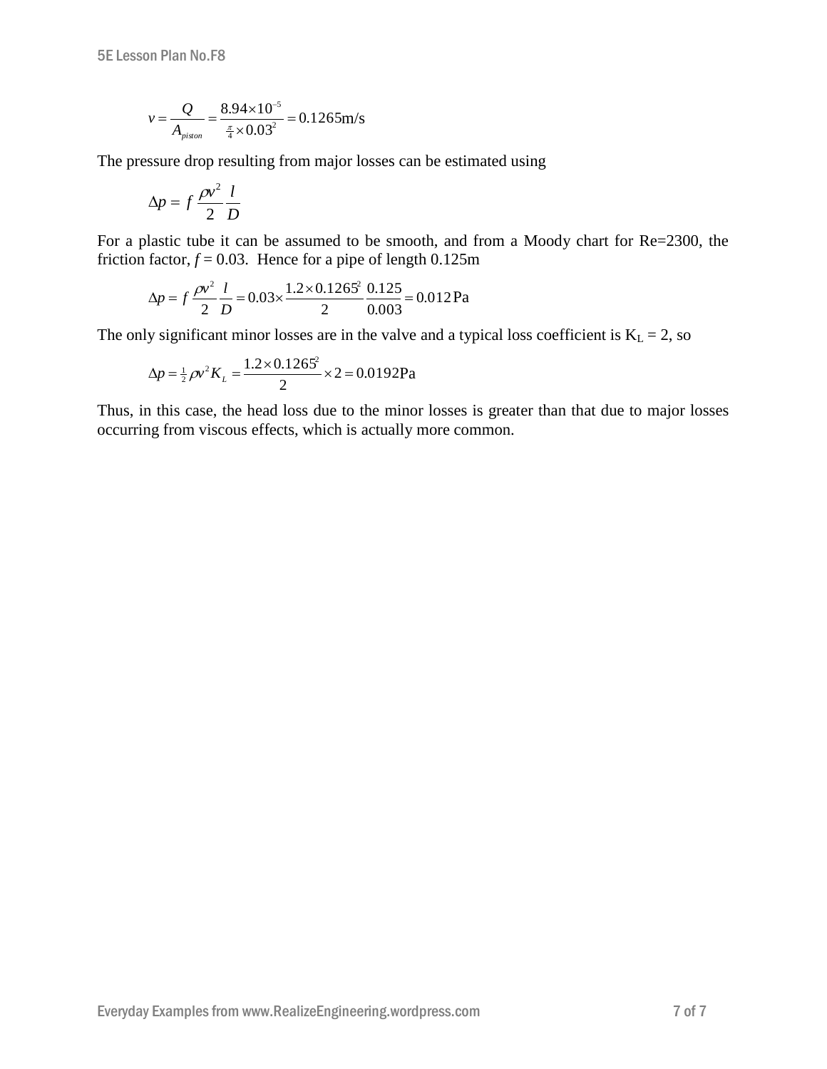$$v = \frac{Q}{A_{piston}} = \frac{8.94 \times 10^{-5}}{\frac{\pi}{4} \times 0.03^2} = 0.1265\text{m/s}$$

The pressure drop resulting from major losses can be estimated using

$$\Delta p = f \frac{\rho v^2}{2} \frac{l}{D}$$

For a plastic tube it can be assumed to be smooth, and from a Moody chart for Re=2300, the friction factor, $f = 0.03$. Hence for a pipe of length 0.125m

$$\Delta p = f \frac{\rho v^2}{2} \frac{l}{D} = 0.03 \times \frac{1.2 \times 0.1265^2}{2} \frac{0.125}{0.003} = 0.012\,\text{Pa}$$

The only significant minor losses are in the valve and a typical loss coefficient is $K_L = 2$, so

$$\Delta p = \tfrac{1}{2} \rho v^2 K_L = \frac{1.2 \times 0.1265^2}{2} \times 2 = 0.0192\text{Pa}$$

Thus, in this case, the head loss due to the minor losses is greater than that due to major losses occurring from viscous effects, which is actually more common.